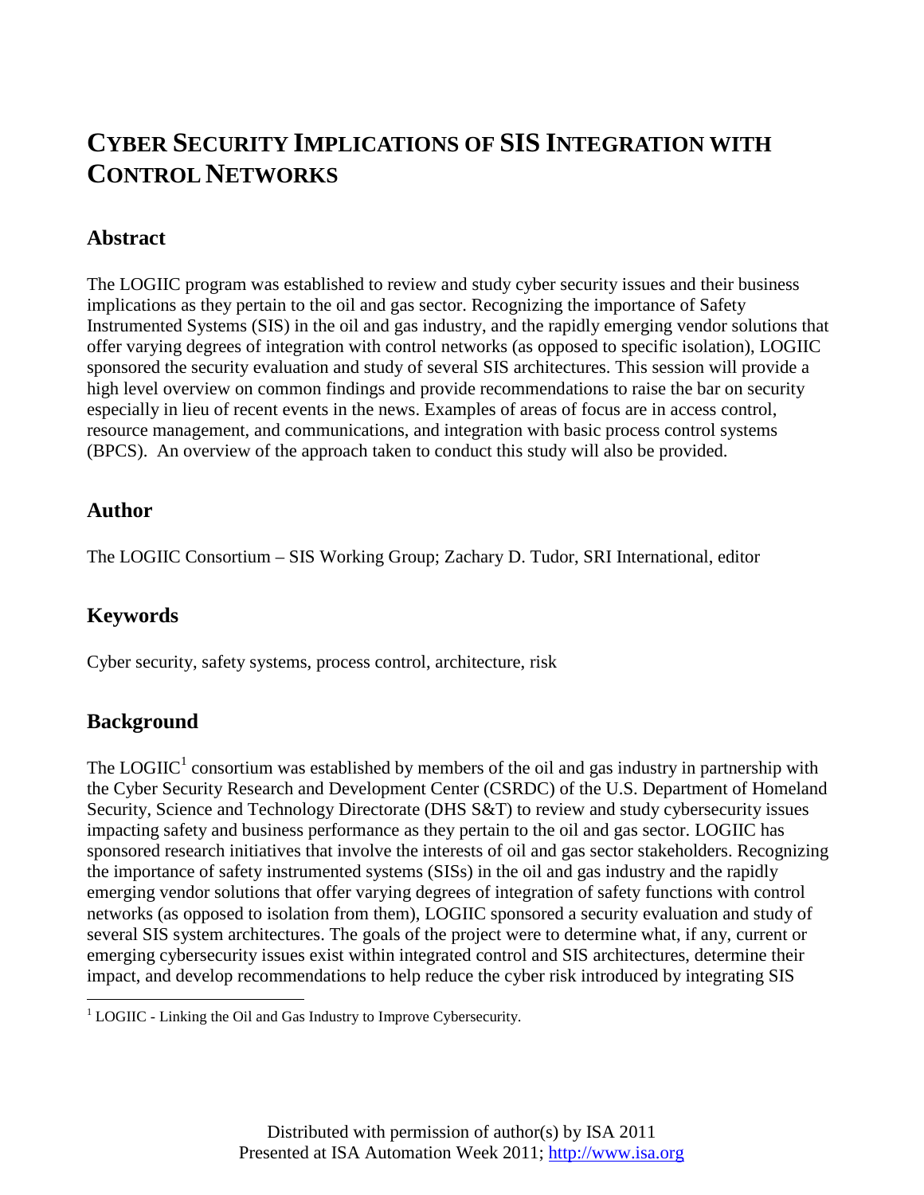# CYBER SECURITY IMPLICATIONS OF SIS INTEGRATION WITH CONTROL NETWORKS

## Abstract

The LOGIIC program was established to review and study cyber security issues and their business implications as they pertain to the oil and gas sector. Recognizing the importance of Safety Instrumented Systems (SIS) in the oil and gas industry, and the rapidly emerging vendor solutions that offer varying degrees of integration with control networks (as opposed to specific isolation), LOGIIC sponsored the security evaluation and study of several SIS architectures. This session will provide a high level overview on common findings and provide recommendations to raise the bar on security especially in lieu of recent events in the news. Examples of areas of focus are in access control, resource management, and communications, and integration with basic process control systems (BPCS). An overview of the approach taken to conduct this study will also be provided.

## Author

The LOGIIC Consortium – SIS Working Group; Zachary D. Tudor, SRI International, editor

## Keywords

Cyber security, safety systems, process control, architecture, risk

## Background

The LOGIIC[1] consortium was established by members of the oil and gas industry in partnership with the Cyber Security Research and Development Center (CSRDC) of the U.S. Department of Homeland Security, Science and Technology Directorate (DHS S&T) to review and study cybersecurity issues impacting safety and business performance as they pertain to the oil and gas sector. LOGIIC has sponsored research initiatives that involve the interests of oil and gas sector stakeholders. Recognizing the importance of safety instrumented systems (SISs) in the oil and gas industry and the rapidly emerging vendor solutions that offer varying degrees of integration of safety functions with control networks (as opposed to isolation from them), LOGIIC sponsored a security evaluation and study of several SIS system architectures. The goals of the project were to determine what, if any, current or emerging cybersecurity issues exist within integrated control and SIS architectures, determine their impact, and develop recommendations to help reduce the cyber risk introduced by integrating SIS

[1] LOGIIC - Linking the Oil and Gas Industry to Improve Cybersecurity.

Distributed with permission of author(s) by ISA 2011
Presented at ISA Automation Week 2011; http://www.isa.org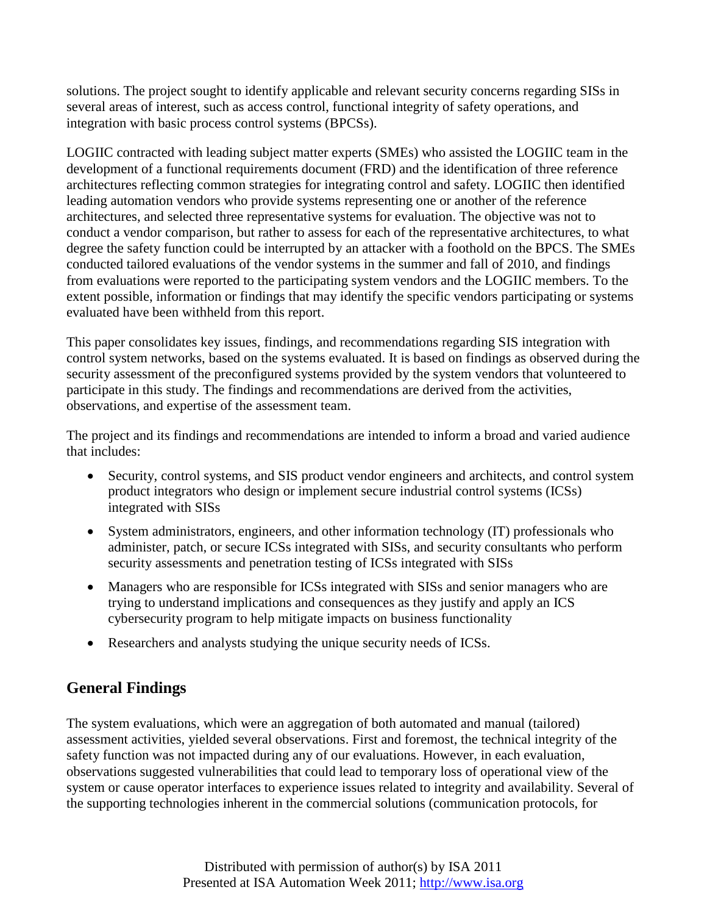solutions. The project sought to identify applicable and relevant security concerns regarding SISs in several areas of interest, such as access control, functional integrity of safety operations, and integration with basic process control systems (BPCSs).

LOGIIC contracted with leading subject matter experts (SMEs) who assisted the LOGIIC team in the development of a functional requirements document (FRD) and the identification of three reference architectures reflecting common strategies for integrating control and safety. LOGIIC then identified leading automation vendors who provide systems representing one or another of the reference architectures, and selected three representative systems for evaluation. The objective was not to conduct a vendor comparison, but rather to assess for each of the representative architectures, to what degree the safety function could be interrupted by an attacker with a foothold on the BPCS. The SMEs conducted tailored evaluations of the vendor systems in the summer and fall of 2010, and findings from evaluations were reported to the participating system vendors and the LOGIIC members. To the extent possible, information or findings that may identify the specific vendors participating or systems evaluated have been withheld from this report.

This paper consolidates key issues, findings, and recommendations regarding SIS integration with control system networks, based on the systems evaluated. It is based on findings as observed during the security assessment of the preconfigured systems provided by the system vendors that volunteered to participate in this study. The findings and recommendations are derived from the activities, observations, and expertise of the assessment team.

The project and its findings and recommendations are intended to inform a broad and varied audience that includes:

- Security, control systems, and SIS product vendor engineers and architects, and control system product integrators who design or implement secure industrial control systems (ICSs) integrated with SISs
- System administrators, engineers, and other information technology (IT) professionals who administer, patch, or secure ICSs integrated with SISs, and security consultants who perform security assessments and penetration testing of ICSs integrated with SISs
- Managers who are responsible for ICSs integrated with SISs and senior managers who are trying to understand implications and consequences as they justify and apply an ICS cybersecurity program to help mitigate impacts on business functionality
- Researchers and analysts studying the unique security needs of ICSs.

## General Findings

The system evaluations, which were an aggregation of both automated and manual (tailored) assessment activities, yielded several observations. First and foremost, the technical integrity of the safety function was not impacted during any of our evaluations. However, in each evaluation, observations suggested vulnerabilities that could lead to temporary loss of operational view of the system or cause operator interfaces to experience issues related to integrity and availability. Several of the supporting technologies inherent in the commercial solutions (communication protocols, for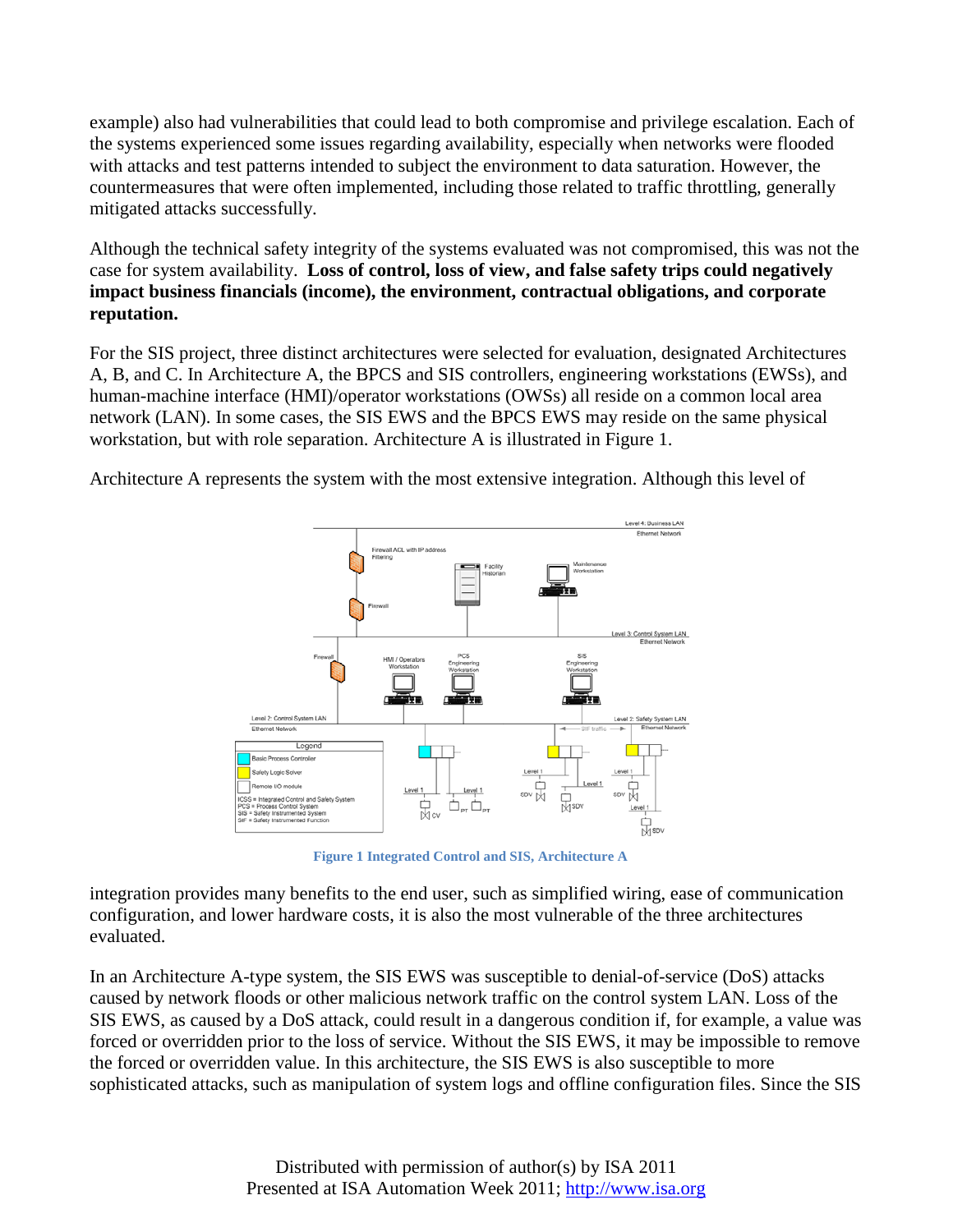example) also had vulnerabilities that could lead to both compromise and privilege escalation. Each of the systems experienced some issues regarding availability, especially when networks were flooded with attacks and test patterns intended to subject the environment to data saturation. However, the countermeasures that were often implemented, including those related to traffic throttling, generally mitigated attacks successfully.

Although the technical safety integrity of the systems evaluated was not compromised, this was not the case for system availability. **Loss of control, loss of view, and false safety trips could negatively impact business financials (income), the environment, contractual obligations, and corporate reputation.**

For the SIS project, three distinct architectures were selected for evaluation, designated Architectures A, B, and C. In Architecture A, the BPCS and SIS controllers, engineering workstations (EWSs), and human-machine interface (HMI)/operator workstations (OWSs) all reside on a common local area network (LAN). In some cases, the SIS EWS and the BPCS EWS may reside on the same physical workstation, but with role separation. Architecture A is illustrated in Figure 1.

Architecture A represents the system with the most extensive integration. Although this level of integration provides many benefits to the end user, such as simplified wiring, ease of communication configuration, and lower hardware costs, it is also the most vulnerable of the three architectures evaluated.

**Figure 1 Integrated Control and SIS, Architecture A**

In an Architecture A-type system, the SIS EWS was susceptible to denial-of-service (DoS) attacks caused by network floods or other malicious network traffic on the control system LAN. Loss of the SIS EWS, as caused by a DoS attack, could result in a dangerous condition if, for example, a value was forced or overridden prior to the loss of service. Without the SIS EWS, it may be impossible to remove the forced or overridden value. In this architecture, the SIS EWS is also susceptible to more sophisticated attacks, such as manipulation of system logs and offline configuration files. Since the SIS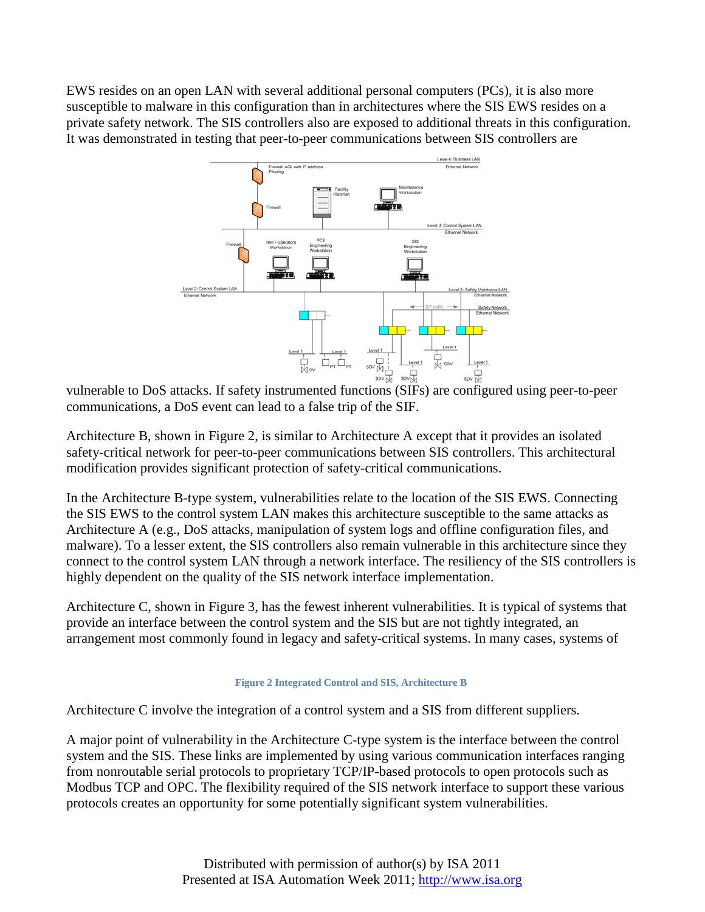EWS resides on an open LAN with several additional personal computers (PCs), it is also more susceptible to malware in this configuration than in architectures where the SIS EWS resides on a private safety network. The SIS controllers also are exposed to additional threats in this configuration. It was demonstrated in testing that peer-to-peer communications between SIS controllers are vulnerable to DoS attacks. If safety instrumented functions (SIFs) are configured using peer-to-peer communications, a DoS event can lead to a false trip of the SIF.

Architecture B, shown in Figure 2, is similar to Architecture A except that it provides an isolated safety-critical network for peer-to-peer communications between SIS controllers. This architectural modification provides significant protection of safety-critical communications.

In the Architecture B-type system, vulnerabilities relate to the location of the SIS EWS. Connecting the SIS EWS to the control system LAN makes this architecture susceptible to the same attacks as Architecture A (e.g., DoS attacks, manipulation of system logs and offline configuration files, and malware). To a lesser extent, the SIS controllers also remain vulnerable in this architecture since they connect to the control system LAN through a network interface. The resiliency of the SIS controllers is highly dependent on the quality of the SIS network interface implementation.

Architecture C, shown in Figure 3, has the fewest inherent vulnerabilities. It is typical of systems that provide an interface between the control system and the SIS but are not tightly integrated, an arrangement most commonly found in legacy and safety-critical systems. In many cases, systems of

**Figure 2 Integrated Control and SIS, Architecture B**

Architecture C involve the integration of a control system and a SIS from different suppliers.

A major point of vulnerability in the Architecture C-type system is the interface between the control system and the SIS. These links are implemented by using various communication interfaces ranging from nonroutable serial protocols to proprietary TCP/IP-based protocols to open protocols such as Modbus TCP and OPC. The flexibility required of the SIS network interface to support these various protocols creates an opportunity for some potentially significant system vulnerabilities.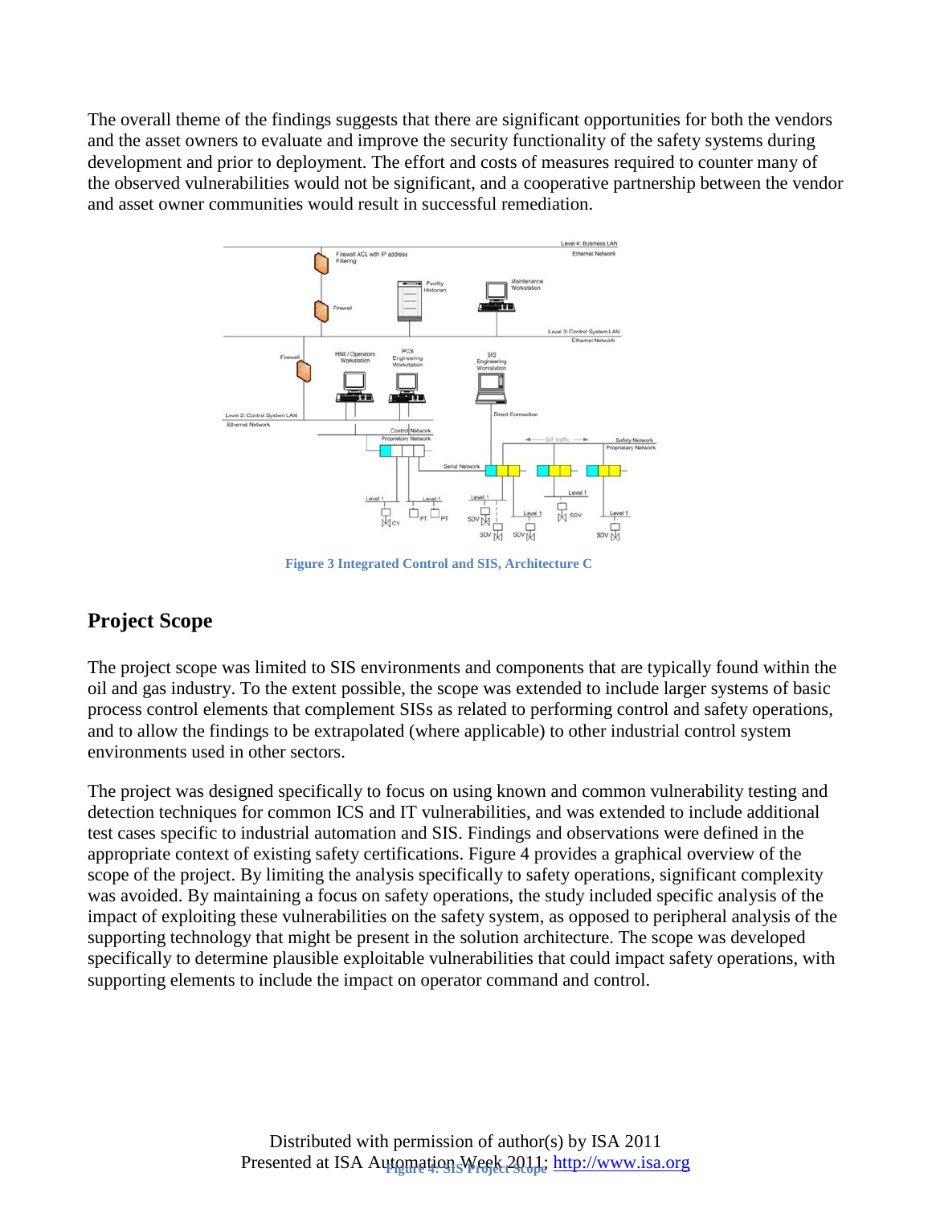The overall theme of the findings suggests that there are significant opportunities for both the vendors and the asset owners to evaluate and improve the security functionality of the safety systems during development and prior to deployment. The effort and costs of measures required to counter many of the observed vulnerabilities would not be significant, and a cooperative partnership between the vendor and asset owner communities would result in successful remediation.

**Figure 3 Integrated Control and SIS, Architecture C**

## Project Scope

The project scope was limited to SIS environments and components that are typically found within the oil and gas industry. To the extent possible, the scope was extended to include larger systems of basic process control elements that complement SISs as related to performing control and safety operations, and to allow the findings to be extrapolated (where applicable) to other industrial control system environments used in other sectors.

The project was designed specifically to focus on using known and common vulnerability testing and detection techniques for common ICS and IT vulnerabilities, and was extended to include additional test cases specific to industrial automation and SIS. Findings and observations were defined in the appropriate context of existing safety certifications. Figure 4 provides a graphical overview of the scope of the project. By limiting the analysis specifically to safety operations, significant complexity was avoided. By maintaining a focus on safety operations, the study included specific analysis of the impact of exploiting these vulnerabilities on the safety system, as opposed to peripheral analysis of the supporting technology that might be present in the solution architecture. The scope was developed specifically to determine plausible exploitable vulnerabilities that could impact safety operations, with supporting elements to include the impact on operator command and control.

**Figure 4: SIS Project Scope**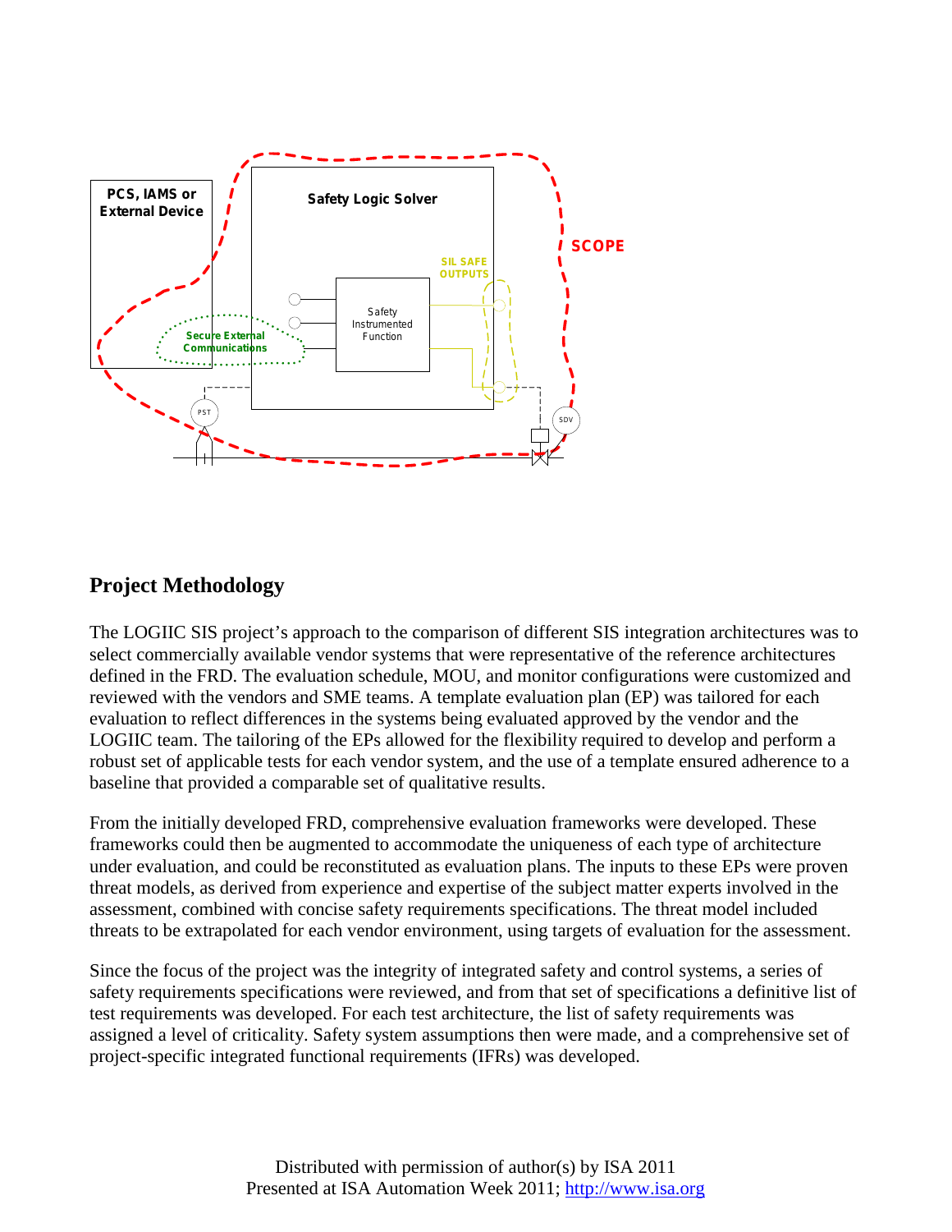## Project Methodology

The LOGIIC SIS project's approach to the comparison of different SIS integration architectures was to select commercially available vendor systems that were representative of the reference architectures defined in the FRD. The evaluation schedule, MOU, and monitor configurations were customized and reviewed with the vendors and SME teams. A template evaluation plan (EP) was tailored for each evaluation to reflect differences in the systems being evaluated approved by the vendor and the LOGIIC team. The tailoring of the EPs allowed for the flexibility required to develop and perform a robust set of applicable tests for each vendor system, and the use of a template ensured adherence to a baseline that provided a comparable set of qualitative results.

From the initially developed FRD, comprehensive evaluation frameworks were developed. These frameworks could then be augmented to accommodate the uniqueness of each type of architecture under evaluation, and could be reconstituted as evaluation plans. The inputs to these EPs were proven threat models, as derived from experience and expertise of the subject matter experts involved in the assessment, combined with concise safety requirements specifications. The threat model included threats to be extrapolated for each vendor environment, using targets of evaluation for the assessment.

Since the focus of the project was the integrity of integrated safety and control systems, a series of safety requirements specifications were reviewed, and from that set of specifications a definitive list of test requirements was developed. For each test architecture, the list of safety requirements was assigned a level of criticality. Safety system assumptions then were made, and a comprehensive set of project-specific integrated functional requirements (IFRs) was developed.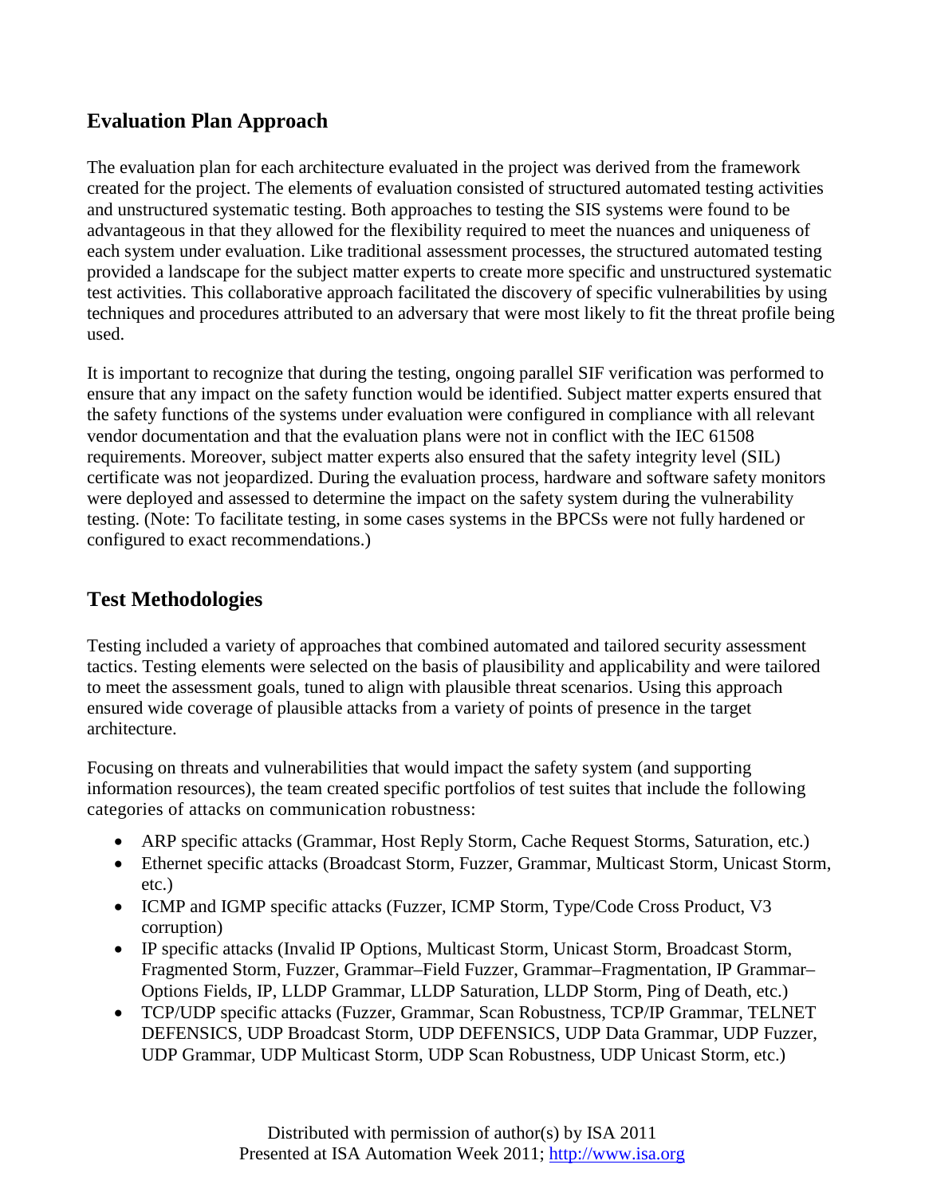## Evaluation Plan Approach

The evaluation plan for each architecture evaluated in the project was derived from the framework created for the project. The elements of evaluation consisted of structured automated testing activities and unstructured systematic testing. Both approaches to testing the SIS systems were found to be advantageous in that they allowed for the flexibility required to meet the nuances and uniqueness of each system under evaluation. Like traditional assessment processes, the structured automated testing provided a landscape for the subject matter experts to create more specific and unstructured systematic test activities. This collaborative approach facilitated the discovery of specific vulnerabilities by using techniques and procedures attributed to an adversary that were most likely to fit the threat profile being used.

It is important to recognize that during the testing, ongoing parallel SIF verification was performed to ensure that any impact on the safety function would be identified. Subject matter experts ensured that the safety functions of the systems under evaluation were configured in compliance with all relevant vendor documentation and that the evaluation plans were not in conflict with the IEC 61508 requirements. Moreover, subject matter experts also ensured that the safety integrity level (SIL) certificate was not jeopardized. During the evaluation process, hardware and software safety monitors were deployed and assessed to determine the impact on the safety system during the vulnerability testing. (Note: To facilitate testing, in some cases systems in the BPCSs were not fully hardened or configured to exact recommendations.)

## Test Methodologies

Testing included a variety of approaches that combined automated and tailored security assessment tactics. Testing elements were selected on the basis of plausibility and applicability and were tailored to meet the assessment goals, tuned to align with plausible threat scenarios. Using this approach ensured wide coverage of plausible attacks from a variety of points of presence in the target architecture.

Focusing on threats and vulnerabilities that would impact the safety system (and supporting information resources), the team created specific portfolios of test suites that include the following categories of attacks on communication robustness:

- ARP specific attacks (Grammar, Host Reply Storm, Cache Request Storms, Saturation, etc.)
- Ethernet specific attacks (Broadcast Storm, Fuzzer, Grammar, Multicast Storm, Unicast Storm, etc.)
- ICMP and IGMP specific attacks (Fuzzer, ICMP Storm, Type/Code Cross Product, V3 corruption)
- IP specific attacks (Invalid IP Options, Multicast Storm, Unicast Storm, Broadcast Storm, Fragmented Storm, Fuzzer, Grammar–Field Fuzzer, Grammar–Fragmentation, IP Grammar–Options Fields, IP, LLDP Grammar, LLDP Saturation, LLDP Storm, Ping of Death, etc.)
- TCP/UDP specific attacks (Fuzzer, Grammar, Scan Robustness, TCP/IP Grammar, TELNET DEFENSICS, UDP Broadcast Storm, UDP DEFENSICS, UDP Data Grammar, UDP Fuzzer, UDP Grammar, UDP Multicast Storm, UDP Scan Robustness, UDP Unicast Storm, etc.)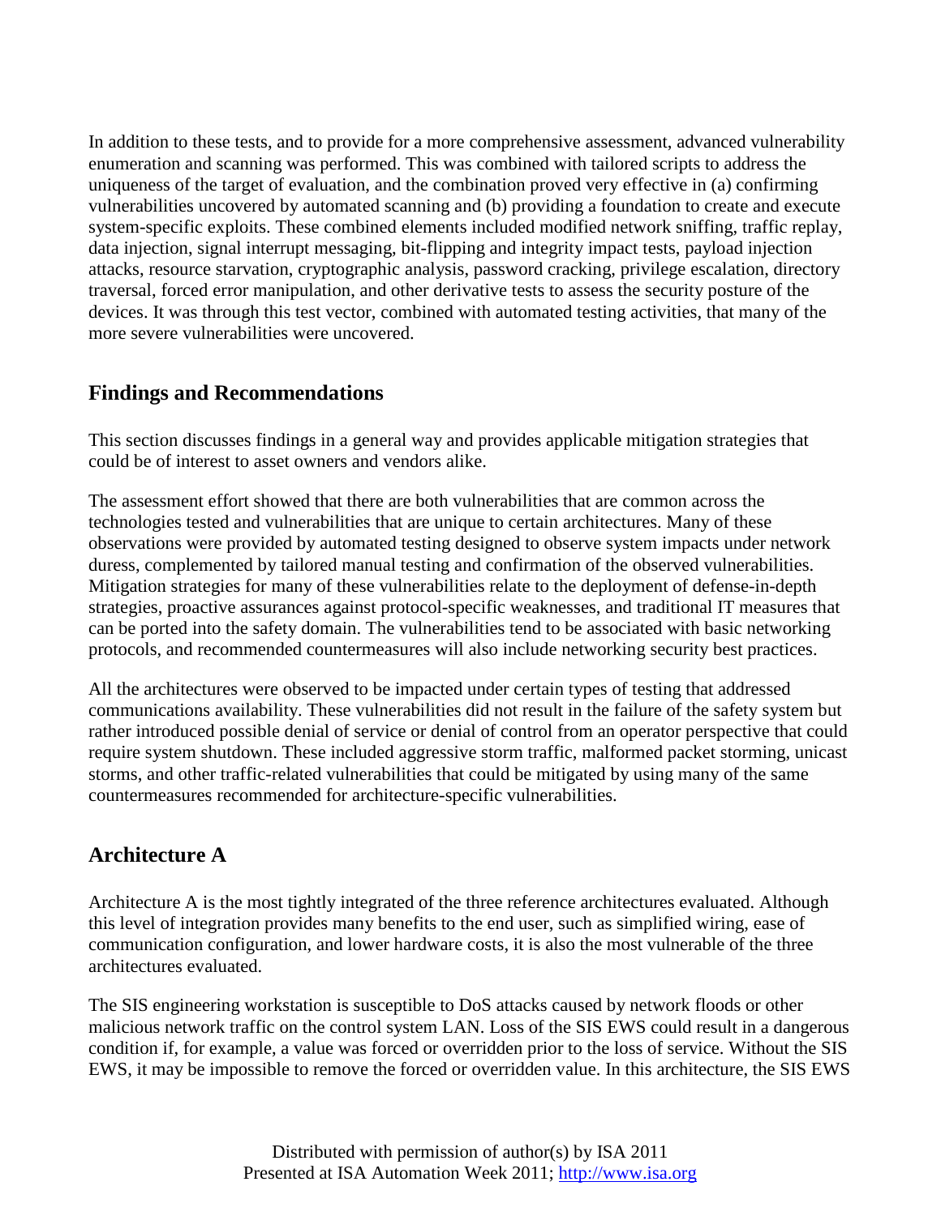In addition to these tests, and to provide for a more comprehensive assessment, advanced vulnerability enumeration and scanning was performed. This was combined with tailored scripts to address the uniqueness of the target of evaluation, and the combination proved very effective in (a) confirming vulnerabilities uncovered by automated scanning and (b) providing a foundation to create and execute system-specific exploits. These combined elements included modified network sniffing, traffic replay, data injection, signal interrupt messaging, bit-flipping and integrity impact tests, payload injection attacks, resource starvation, cryptographic analysis, password cracking, privilege escalation, directory traversal, forced error manipulation, and other derivative tests to assess the security posture of the devices. It was through this test vector, combined with automated testing activities, that many of the more severe vulnerabilities were uncovered.

## Findings and Recommendations

This section discusses findings in a general way and provides applicable mitigation strategies that could be of interest to asset owners and vendors alike.

The assessment effort showed that there are both vulnerabilities that are common across the technologies tested and vulnerabilities that are unique to certain architectures. Many of these observations were provided by automated testing designed to observe system impacts under network duress, complemented by tailored manual testing and confirmation of the observed vulnerabilities. Mitigation strategies for many of these vulnerabilities relate to the deployment of defense-in-depth strategies, proactive assurances against protocol-specific weaknesses, and traditional IT measures that can be ported into the safety domain. The vulnerabilities tend to be associated with basic networking protocols, and recommended countermeasures will also include networking security best practices.

All the architectures were observed to be impacted under certain types of testing that addressed communications availability. These vulnerabilities did not result in the failure of the safety system but rather introduced possible denial of service or denial of control from an operator perspective that could require system shutdown. These included aggressive storm traffic, malformed packet storming, unicast storms, and other traffic-related vulnerabilities that could be mitigated by using many of the same countermeasures recommended for architecture-specific vulnerabilities.

## Architecture A

Architecture A is the most tightly integrated of the three reference architectures evaluated. Although this level of integration provides many benefits to the end user, such as simplified wiring, ease of communication configuration, and lower hardware costs, it is also the most vulnerable of the three architectures evaluated.

The SIS engineering workstation is susceptible to DoS attacks caused by network floods or other malicious network traffic on the control system LAN. Loss of the SIS EWS could result in a dangerous condition if, for example, a value was forced or overridden prior to the loss of service. Without the SIS EWS, it may be impossible to remove the forced or overridden value. In this architecture, the SIS EWS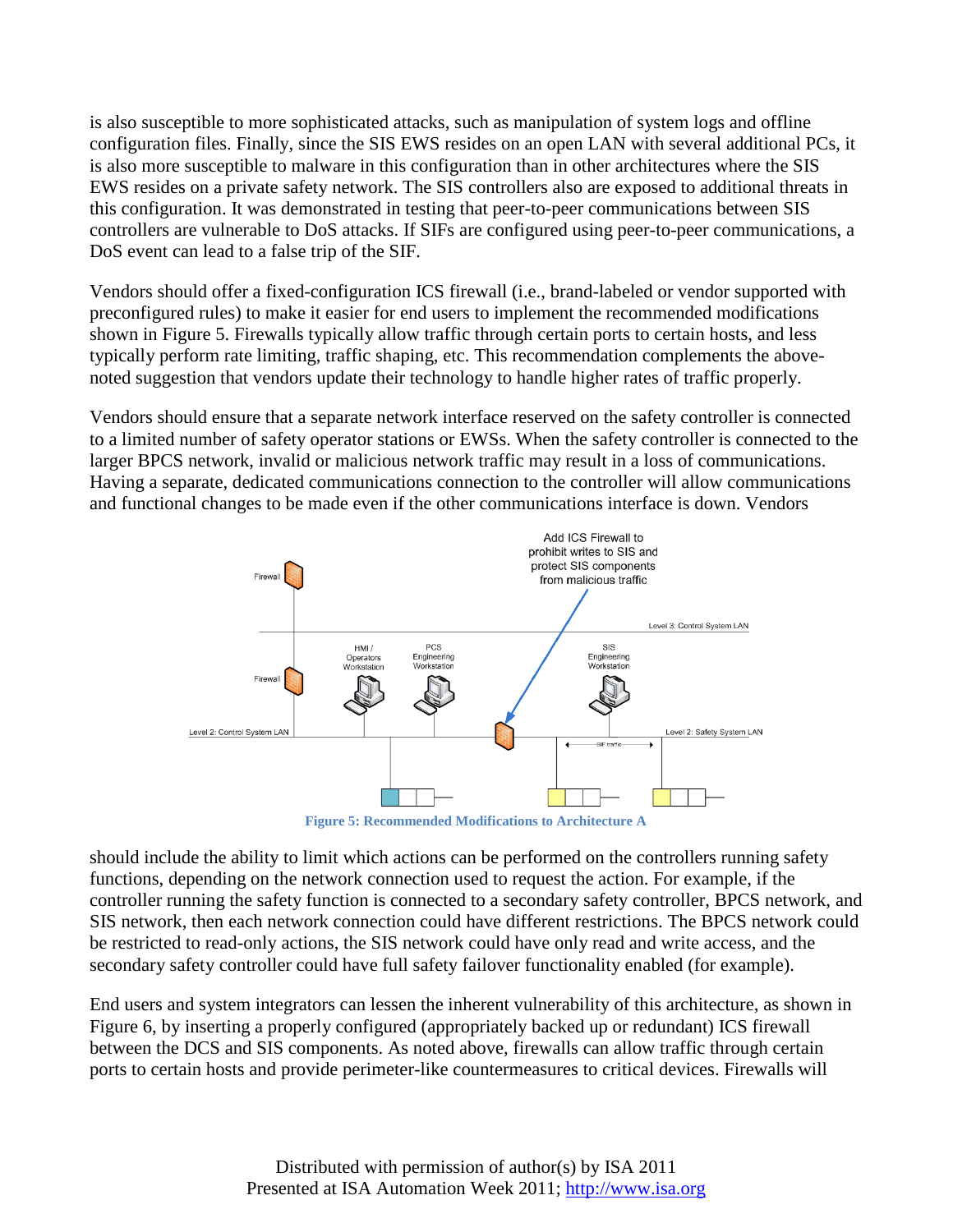is also susceptible to more sophisticated attacks, such as manipulation of system logs and offline configuration files. Finally, since the SIS EWS resides on an open LAN with several additional PCs, it is also more susceptible to malware in this configuration than in other architectures where the SIS EWS resides on a private safety network. The SIS controllers also are exposed to additional threats in this configuration. It was demonstrated in testing that peer-to-peer communications between SIS controllers are vulnerable to DoS attacks. If SIFs are configured using peer-to-peer communications, a DoS event can lead to a false trip of the SIF.

Vendors should offer a fixed-configuration ICS firewall (i.e., brand-labeled or vendor supported with preconfigured rules) to make it easier for end users to implement the recommended modifications shown in Figure 5. Firewalls typically allow traffic through certain ports to certain hosts, and less typically perform rate limiting, traffic shaping, etc. This recommendation complements the above-noted suggestion that vendors update their technology to handle higher rates of traffic properly.

Vendors should ensure that a separate network interface reserved on the safety controller is connected to a limited number of safety operator stations or EWSs. When the safety controller is connected to the larger BPCS network, invalid or malicious network traffic may result in a loss of communications. Having a separate, dedicated communications connection to the controller will allow communications and functional changes to be made even if the other communications interface is down. Vendors should include the ability to limit which actions can be performed on the controllers running safety functions, depending on the network connection used to request the action. For example, if the controller running the safety function is connected to a secondary safety controller, BPCS network, and SIS network, then each network connection could have different restrictions. The BPCS network could be restricted to read-only actions, the SIS network could have only read and write access, and the secondary safety controller could have full safety failover functionality enabled (for example).

**Figure 5: Recommended Modifications to Architecture A**

End users and system integrators can lessen the inherent vulnerability of this architecture, as shown in Figure 6, by inserting a properly configured (appropriately backed up or redundant) ICS firewall between the DCS and SIS components. As noted above, firewalls can allow traffic through certain ports to certain hosts and provide perimeter-like countermeasures to critical devices. Firewalls will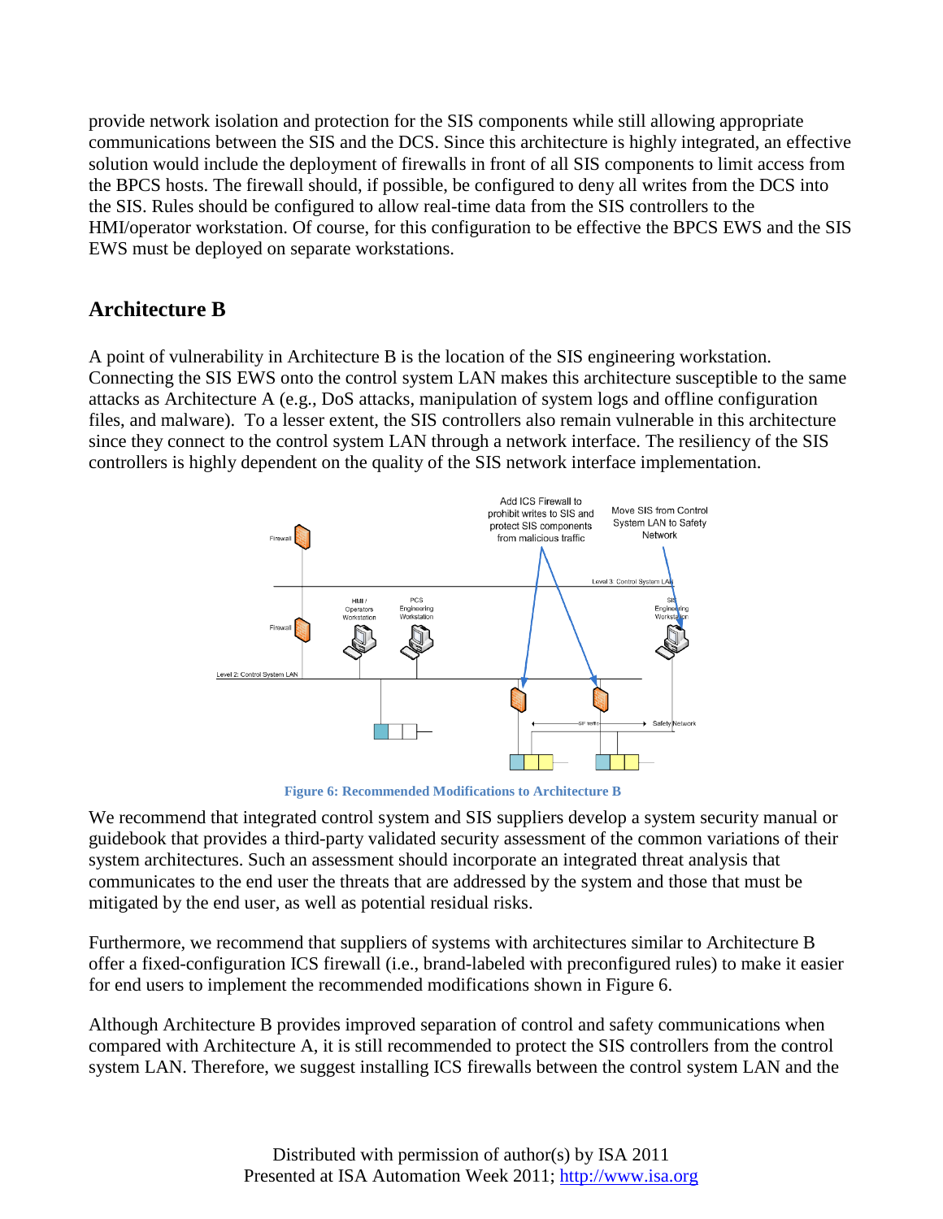provide network isolation and protection for the SIS components while still allowing appropriate communications between the SIS and the DCS. Since this architecture is highly integrated, an effective solution would include the deployment of firewalls in front of all SIS components to limit access from the BPCS hosts. The firewall should, if possible, be configured to deny all writes from the DCS into the SIS. Rules should be configured to allow real-time data from the SIS controllers to the HMI/operator workstation. Of course, for this configuration to be effective the BPCS EWS and the SIS EWS must be deployed on separate workstations.

## Architecture B

A point of vulnerability in Architecture B is the location of the SIS engineering workstation. Connecting the SIS EWS onto the control system LAN makes this architecture susceptible to the same attacks as Architecture A (e.g., DoS attacks, manipulation of system logs and offline configuration files, and malware). To a lesser extent, the SIS controllers also remain vulnerable in this architecture since they connect to the control system LAN through a network interface. The resiliency of the SIS controllers is highly dependent on the quality of the SIS network interface implementation.

**Figure 6: Recommended Modifications to Architecture B**

We recommend that integrated control system and SIS suppliers develop a system security manual or guidebook that provides a third-party validated security assessment of the common variations of their system architectures. Such an assessment should incorporate an integrated threat analysis that communicates to the end user the threats that are addressed by the system and those that must be mitigated by the end user, as well as potential residual risks.

Furthermore, we recommend that suppliers of systems with architectures similar to Architecture B offer a fixed-configuration ICS firewall (i.e., brand-labeled with preconfigured rules) to make it easier for end users to implement the recommended modifications shown in Figure 6.

Although Architecture B provides improved separation of control and safety communications when compared with Architecture A, it is still recommended to protect the SIS controllers from the control system LAN. Therefore, we suggest installing ICS firewalls between the control system LAN and the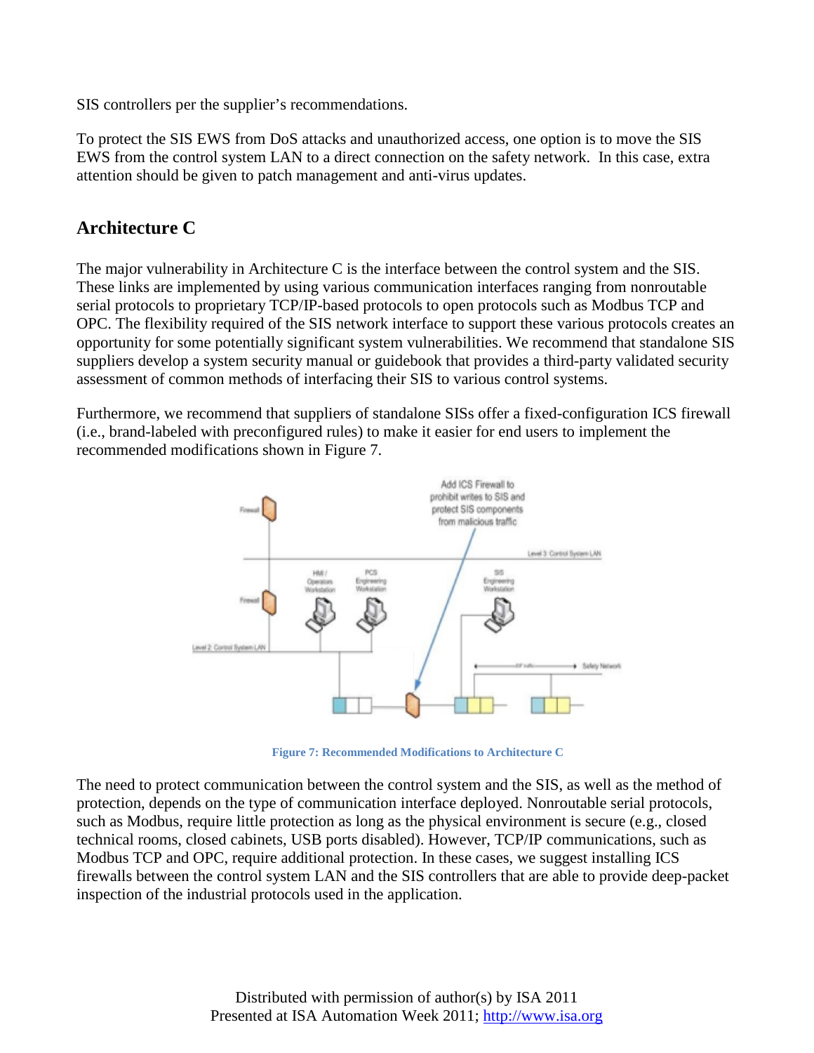SIS controllers per the supplier's recommendations.

To protect the SIS EWS from DoS attacks and unauthorized access, one option is to move the SIS EWS from the control system LAN to a direct connection on the safety network. In this case, extra attention should be given to patch management and anti-virus updates.

## Architecture C

The major vulnerability in Architecture C is the interface between the control system and the SIS. These links are implemented by using various communication interfaces ranging from nonroutable serial protocols to proprietary TCP/IP-based protocols to open protocols such as Modbus TCP and OPC. The flexibility required of the SIS network interface to support these various protocols creates an opportunity for some potentially significant system vulnerabilities. We recommend that standalone SIS suppliers develop a system security manual or guidebook that provides a third-party validated security assessment of common methods of interfacing their SIS to various control systems.

Furthermore, we recommend that suppliers of standalone SISs offer a fixed-configuration ICS firewall (i.e., brand-labeled with preconfigured rules) to make it easier for end users to implement the recommended modifications shown in Figure 7.

Figure 7: Recommended Modifications to Architecture C

The need to protect communication between the control system and the SIS, as well as the method of protection, depends on the type of communication interface deployed. Nonroutable serial protocols, such as Modbus, require little protection as long as the physical environment is secure (e.g., closed technical rooms, closed cabinets, USB ports disabled). However, TCP/IP communications, such as Modbus TCP and OPC, require additional protection. In these cases, we suggest installing ICS firewalls between the control system LAN and the SIS controllers that are able to provide deep-packet inspection of the industrial protocols used in the application.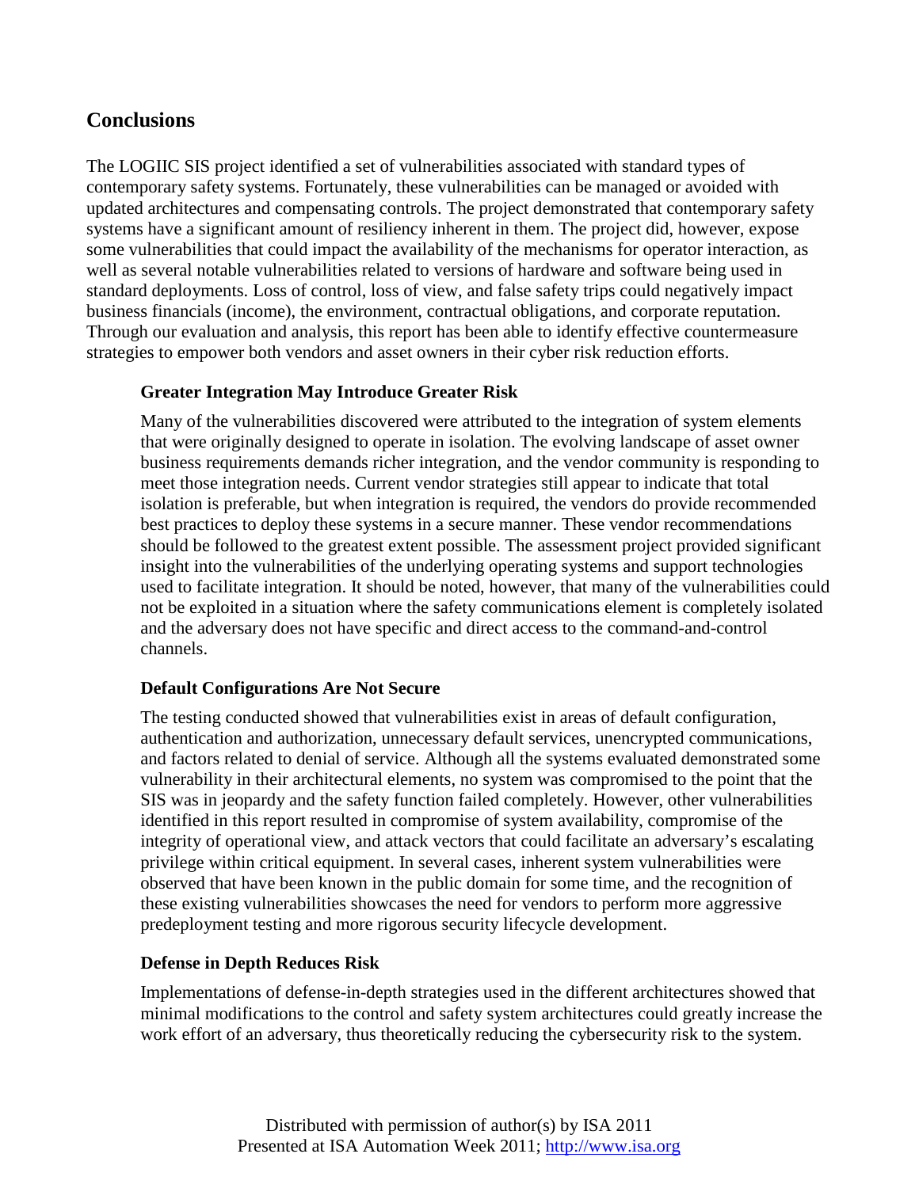## Conclusions

The LOGIIC SIS project identified a set of vulnerabilities associated with standard types of contemporary safety systems. Fortunately, these vulnerabilities can be managed or avoided with updated architectures and compensating controls. The project demonstrated that contemporary safety systems have a significant amount of resiliency inherent in them. The project did, however, expose some vulnerabilities that could impact the availability of the mechanisms for operator interaction, as well as several notable vulnerabilities related to versions of hardware and software being used in standard deployments. Loss of control, loss of view, and false safety trips could negatively impact business financials (income), the environment, contractual obligations, and corporate reputation. Through our evaluation and analysis, this report has been able to identify effective countermeasure strategies to empower both vendors and asset owners in their cyber risk reduction efforts.

### Greater Integration May Introduce Greater Risk

Many of the vulnerabilities discovered were attributed to the integration of system elements that were originally designed to operate in isolation. The evolving landscape of asset owner business requirements demands richer integration, and the vendor community is responding to meet those integration needs. Current vendor strategies still appear to indicate that total isolation is preferable, but when integration is required, the vendors do provide recommended best practices to deploy these systems in a secure manner. These vendor recommendations should be followed to the greatest extent possible. The assessment project provided significant insight into the vulnerabilities of the underlying operating systems and support technologies used to facilitate integration. It should be noted, however, that many of the vulnerabilities could not be exploited in a situation where the safety communications element is completely isolated and the adversary does not have specific and direct access to the command-and-control channels.

### Default Configurations Are Not Secure

The testing conducted showed that vulnerabilities exist in areas of default configuration, authentication and authorization, unnecessary default services, unencrypted communications, and factors related to denial of service. Although all the systems evaluated demonstrated some vulnerability in their architectural elements, no system was compromised to the point that the SIS was in jeopardy and the safety function failed completely. However, other vulnerabilities identified in this report resulted in compromise of system availability, compromise of the integrity of operational view, and attack vectors that could facilitate an adversary's escalating privilege within critical equipment. In several cases, inherent system vulnerabilities were observed that have been known in the public domain for some time, and the recognition of these existing vulnerabilities showcases the need for vendors to perform more aggressive predeployment testing and more rigorous security lifecycle development.

### Defense in Depth Reduces Risk

Implementations of defense-in-depth strategies used in the different architectures showed that minimal modifications to the control and safety system architectures could greatly increase the work effort of an adversary, thus theoretically reducing the cybersecurity risk to the system.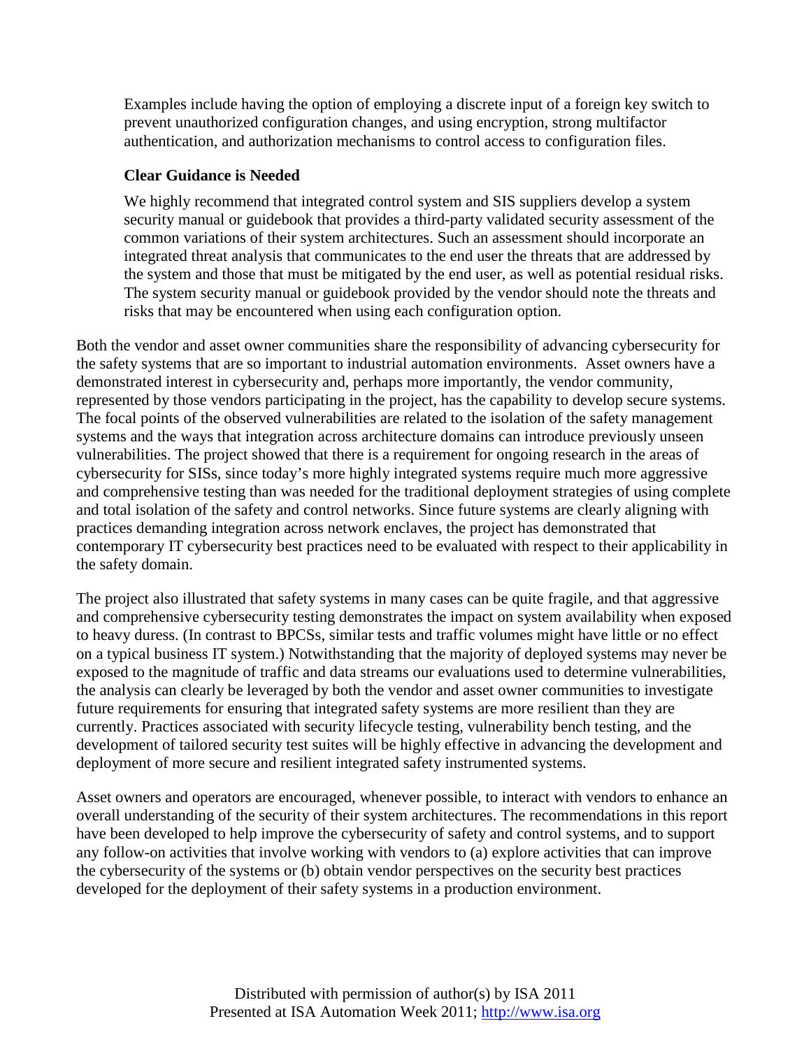Examples include having the option of employing a discrete input of a foreign key switch to prevent unauthorized configuration changes, and using encryption, strong multifactor authentication, and authorization mechanisms to control access to configuration files.

**Clear Guidance is Needed**

We highly recommend that integrated control system and SIS suppliers develop a system security manual or guidebook that provides a third-party validated security assessment of the common variations of their system architectures. Such an assessment should incorporate an integrated threat analysis that communicates to the end user the threats that are addressed by the system and those that must be mitigated by the end user, as well as potential residual risks. The system security manual or guidebook provided by the vendor should note the threats and risks that may be encountered when using each configuration option.

Both the vendor and asset owner communities share the responsibility of advancing cybersecurity for the safety systems that are so important to industrial automation environments. Asset owners have a demonstrated interest in cybersecurity and, perhaps more importantly, the vendor community, represented by those vendors participating in the project, has the capability to develop secure systems. The focal points of the observed vulnerabilities are related to the isolation of the safety management systems and the ways that integration across architecture domains can introduce previously unseen vulnerabilities. The project showed that there is a requirement for ongoing research in the areas of cybersecurity for SISs, since today's more highly integrated systems require much more aggressive and comprehensive testing than was needed for the traditional deployment strategies of using complete and total isolation of the safety and control networks. Since future systems are clearly aligning with practices demanding integration across network enclaves, the project has demonstrated that contemporary IT cybersecurity best practices need to be evaluated with respect to their applicability in the safety domain.

The project also illustrated that safety systems in many cases can be quite fragile, and that aggressive and comprehensive cybersecurity testing demonstrates the impact on system availability when exposed to heavy duress. (In contrast to BPCSs, similar tests and traffic volumes might have little or no effect on a typical business IT system.) Notwithstanding that the majority of deployed systems may never be exposed to the magnitude of traffic and data streams our evaluations used to determine vulnerabilities, the analysis can clearly be leveraged by both the vendor and asset owner communities to investigate future requirements for ensuring that integrated safety systems are more resilient than they are currently. Practices associated with security lifecycle testing, vulnerability bench testing, and the development of tailored security test suites will be highly effective in advancing the development and deployment of more secure and resilient integrated safety instrumented systems.

Asset owners and operators are encouraged, whenever possible, to interact with vendors to enhance an overall understanding of the security of their system architectures. The recommendations in this report have been developed to help improve the cybersecurity of safety and control systems, and to support any follow-on activities that involve working with vendors to (a) explore activities that can improve the cybersecurity of the systems or (b) obtain vendor perspectives on the security best practices developed for the deployment of their safety systems in a production environment.